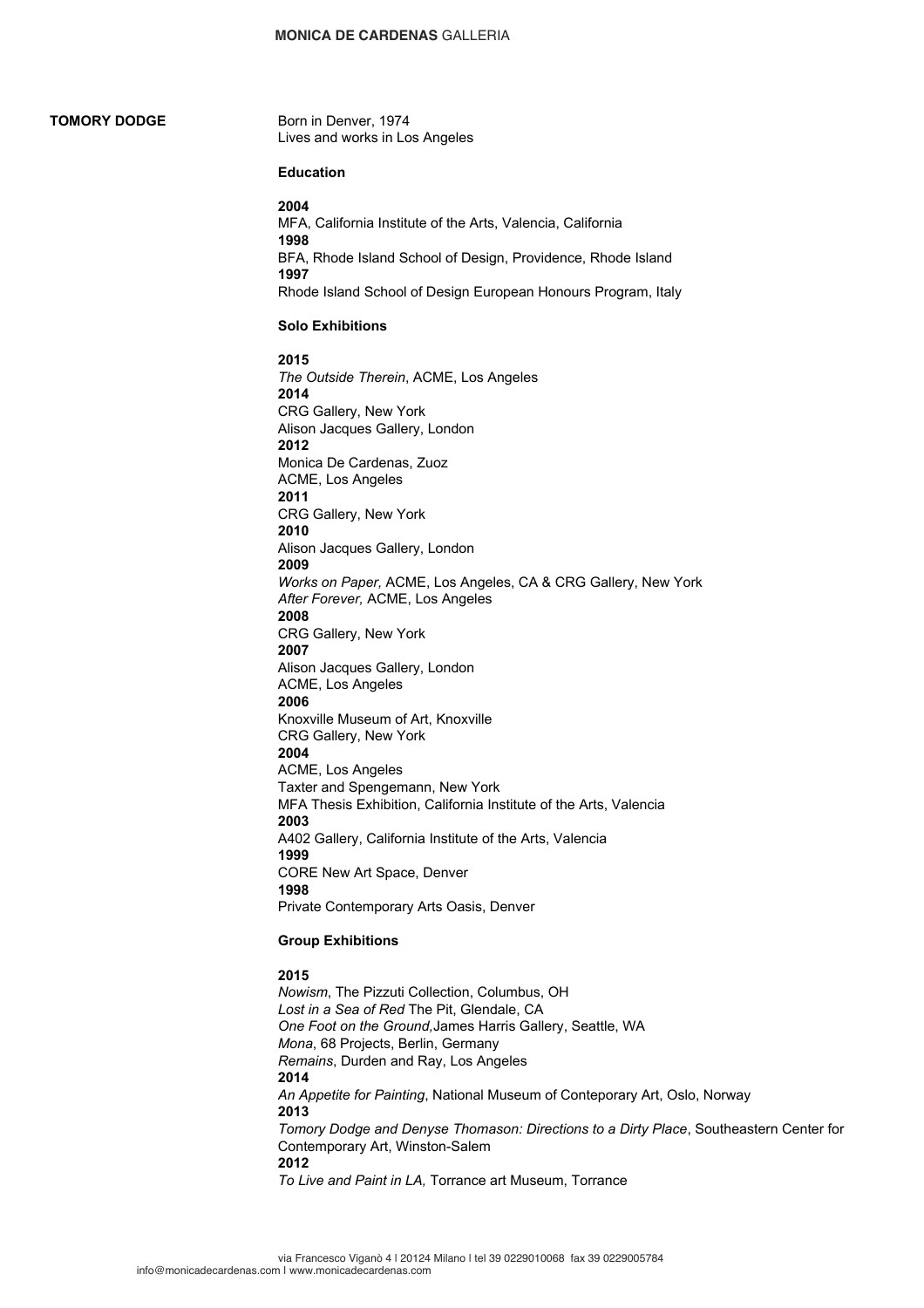# TOMORY DODGE

Born in Denver, 1974
Lives and works in Los Angeles

## Education

**2004**
MFA, California Institute of the Arts, Valencia, California
**1998**
BFA, Rhode Island School of Design, Providence, Rhode Island
**1997**
Rhode Island School of Design European Honours Program, Italy

## Solo Exhibitions

**2015**
*The Outside Therein*, ACME, Los Angeles
**2014**
CRG Gallery, New York
Alison Jacques Gallery, London
**2012**
Monica De Cardenas, Zuoz
ACME, Los Angeles
**2011**
CRG Gallery, New York
**2010**
Alison Jacques Gallery, London
**2009**
*Works on Paper,* ACME, Los Angeles, CA & CRG Gallery, New York
*After Forever,* ACME, Los Angeles
**2008**
CRG Gallery, New York
**2007**
Alison Jacques Gallery, London
ACME, Los Angeles
**2006**
Knoxville Museum of Art, Knoxville
CRG Gallery, New York
**2004**
ACME, Los Angeles
Taxter and Spengemann, New York
MFA Thesis Exhibition, California Institute of the Arts, Valencia
**2003**
A402 Gallery, California Institute of the Arts, Valencia
**1999**
CORE New Art Space, Denver
**1998**
Private Contemporary Arts Oasis, Denver

## Group Exhibitions

**2015**
*Nowism*, The Pizzuti Collection, Columbus, OH
*Lost in a Sea of Red* The Pit, Glendale, CA
*One Foot on the Ground*,James Harris Gallery, Seattle, WA
*Mona*, 68 Projects, Berlin, Germany
*Remains*, Durden and Ray, Los Angeles
**2014**
*An Appetite for Painting*, National Museum of Conteporary Art, Oslo, Norway
**2013**
*Tomory Dodge and Denyse Thomason: Directions to a Dirty Place*, Southeastern Center for Contemporary Art, Winston-Salem
**2012**
*To Live and Paint in LA,* Torrance art Museum, Torrance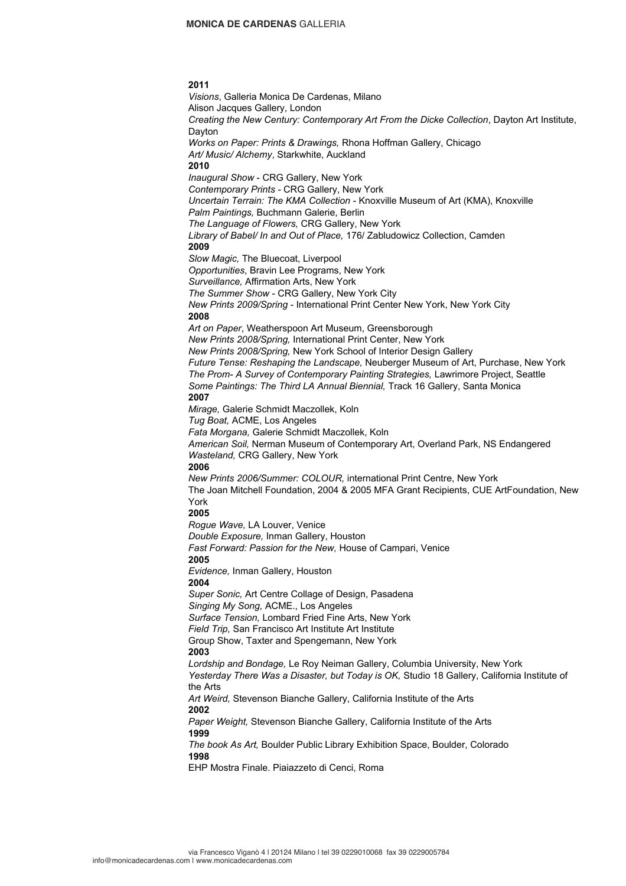**2011**

*Visions*, Galleria Monica De Cardenas, Milano
Alison Jacques Gallery, London
*Creating the New Century: Contemporary Art From the Dicke Collection*, Dayton Art Institute, Dayton
*Works on Paper: Prints & Drawings,* Rhona Hoffman Gallery, Chicago
*Art/ Music/ Alchemy*, Starkwhite, Auckland

**2010**

*Inaugural Show* - CRG Gallery, New York
*Contemporary Prints* - CRG Gallery, New York
*Uncertain Terrain: The KMA Collection* - Knoxville Museum of Art (KMA), Knoxville
*Palm Paintings,* Buchmann Galerie, Berlin
*The Language of Flowers,* CRG Gallery, New York
*Library of Babel/ In and Out of Place,* 176/ Zabludowicz Collection, Camden

**2009**

*Slow Magic,* The Bluecoat, Liverpool
*Opportunities*, Bravin Lee Programs, New York
*Surveillance,* Affirmation Arts, New York
*The Summer Show* - CRG Gallery, New York City
*New Prints 2009/Spring* - International Print Center New York, New York City

**2008**

*Art on Paper*, Weatherspoon Art Museum, Greensborough
*New Prints 2008/Spring,* International Print Center, New York
*New Prints 2008/Spring,* New York School of Interior Design Gallery
*Future Tense: Reshaping the Landscape,* Neuberger Museum of Art, Purchase, New York
*The Prom- A Survey of Contemporary Painting Strategies,* Lawrimore Project, Seattle
*Some Paintings: The Third LA Annual Biennial,* Track 16 Gallery, Santa Monica

**2007**

*Mirage,* Galerie Schmidt Maczollek, Koln
*Tug Boat,* ACME, Los Angeles
*Fata Morgana,* Galerie Schmidt Maczollek, Koln
*American Soil,* Nerman Museum of Contemporary Art, Overland Park, NS Endangered
*Wasteland,* CRG Gallery, New York

**2006**

*New Prints 2006/Summer: COLOUR,* international Print Centre, New York
The Joan Mitchell Foundation, 2004 & 2005 MFA Grant Recipients, CUE ArtFoundation, New York

**2005**

*Rogue Wave,* LA Louver, Venice
*Double Exposure,* Inman Gallery, Houston
*Fast Forward: Passion for the New,* House of Campari, Venice

**2005**

*Evidence,* Inman Gallery, Houston

**2004**

*Super Sonic,* Art Centre Collage of Design, Pasadena
*Singing My Song,* ACME., Los Angeles
*Surface Tension,* Lombard Fried Fine Arts, New York
*Field Trip,* San Francisco Art Institute Art Institute
Group Show, Taxter and Spengemann, New York

**2003**

*Lordship and Bondage,* Le Roy Neiman Gallery, Columbia University, New York
*Yesterday There Was a Disaster, but Today is OK,* Studio 18 Gallery, California Institute of the Arts
*Art Weird,* Stevenson Bianche Gallery, California Institute of the Arts

**2002**

*Paper Weight,* Stevenson Bianche Gallery, California Institute of the Arts

**1999**

*The book As Art,* Boulder Public Library Exhibition Space, Boulder, Colorado

**1998**

EHP Mostra Finale. Piaiazzeto di Cenci, Roma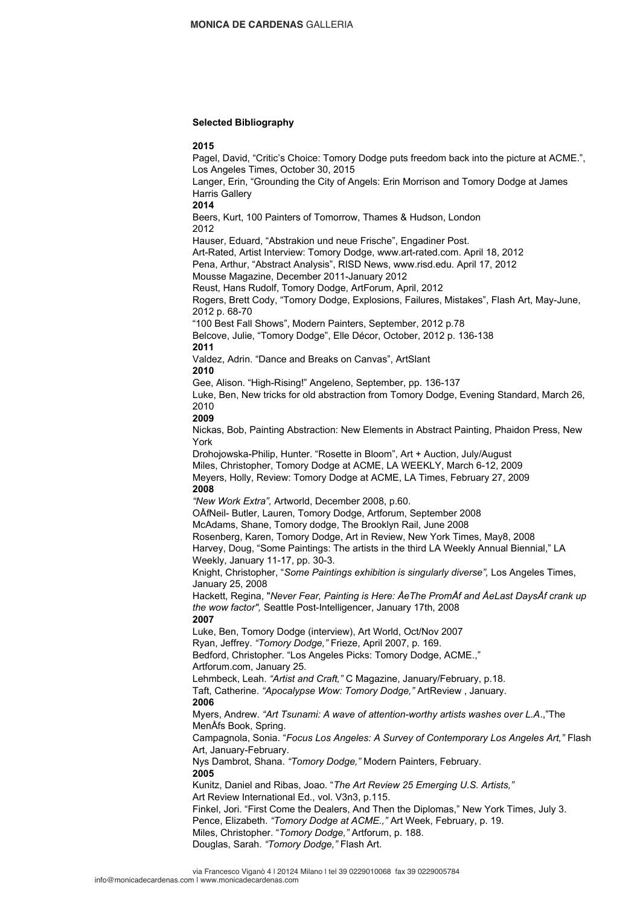### Selected Bibliography

**2015**

Pagel, David, "Critic's Choice: Tomory Dodge puts freedom back into the picture at ACME.", Los Angeles Times, October 30, 2015

Langer, Erin, "Grounding the City of Angels: Erin Morrison and Tomory Dodge at James Harris Gallery

**2014**

Beers, Kurt, 100 Painters of Tomorrow, Thames & Hudson, London

2012

Hauser, Eduard, "Abstrakion und neue Frische", Engadiner Post.

Art-Rated, Artist Interview: Tomory Dodge, www.art-rated.com. April 18, 2012

Pena, Arthur, "Abstract Analysis", RISD News, www.risd.edu. April 17, 2012

Mousse Magazine, December 2011-January 2012

Reust, Hans Rudolf, Tomory Dodge, ArtForum, April, 2012

Rogers, Brett Cody, "Tomory Dodge, Explosions, Failures, Mistakes", Flash Art, May-June, 2012 p. 68-70

"100 Best Fall Shows", Modern Painters, September, 2012 p.78

Belcove, Julie, "Tomory Dodge", Elle Décor, October, 2012 p. 136-138

**2011**

Valdez, Adrin. "Dance and Breaks on Canvas", ArtSlant

**2010**

Gee, Alison. "High-Rising!" Angeleno, September, pp. 136-137

Luke, Ben, New tricks for old abstraction from Tomory Dodge, Evening Standard, March 26, 2010

**2009**

Nickas, Bob, Painting Abstraction: New Elements in Abstract Painting, Phaidon Press, New York

Drohojowska-Philip, Hunter. "Rosette in Bloom", Art + Auction, July/August

Miles, Christopher, Tomory Dodge at ACME, LA WEEKLY, March 6-12, 2009

Meyers, Holly, Review: Tomory Dodge at ACME, LA Times, February 27, 2009

**2008**

*"New Work Extra",* Artworld, December 2008, p.60.

OÅfNeil- Butler, Lauren, Tomory Dodge, Artforum, September 2008

McAdams, Shane, Tomory dodge, The Brooklyn Rail, June 2008

Rosenberg, Karen, Tomory Dodge, Art in Review, New York Times, May8, 2008

Harvey, Doug, "Some Paintings: The artists in the third LA Weekly Annual Biennial," LA Weekly, January 11-17, pp. 30-3.

Knight, Christopher, "*Some Paintings exhibition is singularly diverse",* Los Angeles Times, January 25, 2008

Hackett, Regina, "*Never Fear, Painting is Here: ÅeThe PromÅf and ÅeLast DaysÅf crank up the wow factor",* Seattle Post-Intelligencer, January 17th, 2008

**2007**

Luke, Ben, Tomory Dodge (interview), Art World, Oct/Nov 2007

Ryan, Jeffrey. *"Tomory Dodge,"* Frieze, April 2007, p. 169.

Bedford, Christopher. "Los Angeles Picks: Tomory Dodge, ACME.," Artforum.com, January 25.

Lehmbeck, Leah. *"Artist and Craft,"* C Magazine, January/February, p.18.

Taft, Catherine. *"Apocalypse Wow: Tomory Dodge,"* ArtReview , January.

**2006**

Myers, Andrew. *"Art Tsunami: A wave of attention-worthy artists washes over L.A.*,"The MenÅfs Book, Spring.

Campagnola, Sonia. "*Focus Los Angeles: A Survey of Contemporary Los Angeles Art,"* Flash Art, January-February.

Nys Dambrot, Shana. *"Tomory Dodge,"* Modern Painters, February.

**2005**

Kunitz, Daniel and Ribas, Joao. "*The Art Review 25 Emerging U.S. Artists,"* Art Review International Ed., vol. V3n3, p.115.

Finkel, Jori. "First Come the Dealers, And Then the Diplomas," New York Times, July 3.

Pence, Elizabeth. *"Tomory Dodge at ACME.,"* Art Week, February, p. 19.

Miles, Christopher. "*Tomory Dodge,"* Artforum, p. 188.

Douglas, Sarah. *"Tomory Dodge,"* Flash Art.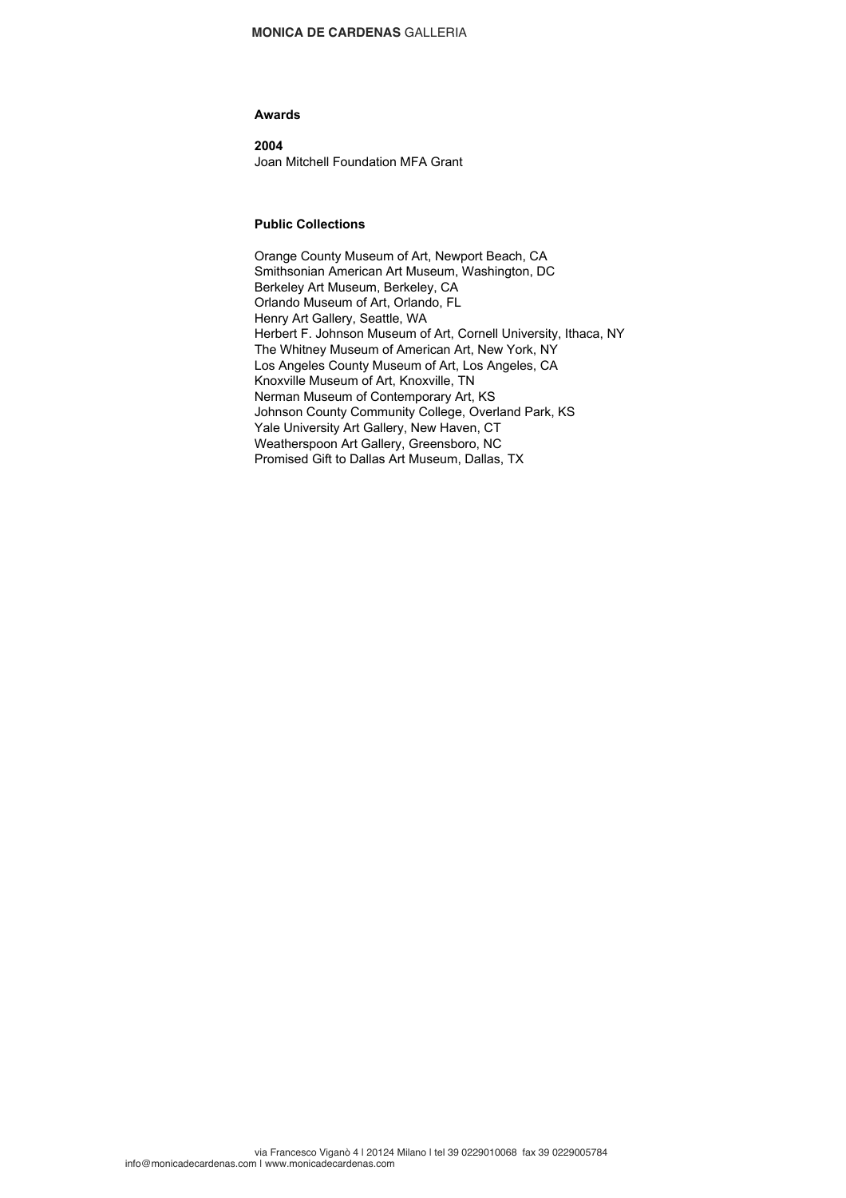### Awards

**2004**
Joan Mitchell Foundation MFA Grant

### Public Collections

Orange County Museum of Art, Newport Beach, CA
Smithsonian American Art Museum, Washington, DC
Berkeley Art Museum, Berkeley, CA
Orlando Museum of Art, Orlando, FL
Henry Art Gallery, Seattle, WA
Herbert F. Johnson Museum of Art, Cornell University, Ithaca, NY
The Whitney Museum of American Art, New York, NY
Los Angeles County Museum of Art, Los Angeles, CA
Knoxville Museum of Art, Knoxville, TN
Nerman Museum of Contemporary Art, KS
Johnson County Community College, Overland Park, KS
Yale University Art Gallery, New Haven, CT
Weatherspoon Art Gallery, Greensboro, NC
Promised Gift to Dallas Art Museum, Dallas, TX